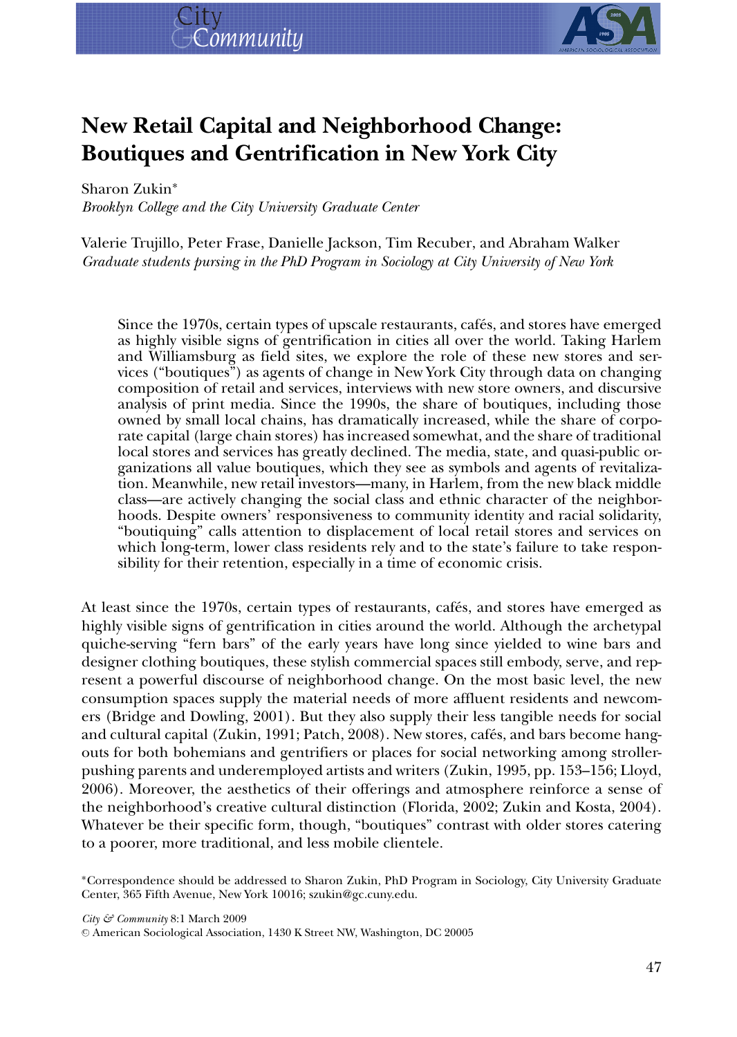# New Retail Capital and Neighborhood Change: Boutiques and Gentrification in New York City

Sharon Zukin*
*Brooklyn College and the City University Graduate Center*

Valerie Trujillo, Peter Frase, Danielle Jackson, Tim Recuber, and Abraham Walker
*Graduate students pursing in the PhD Program in Sociology at City University of New York*

> Since the 1970s, certain types of upscale restaurants, cafés, and stores have emerged as highly visible signs of gentrification in cities all over the world. Taking Harlem and Williamsburg as field sites, we explore the role of these new stores and services ("boutiques") as agents of change in New York City through data on changing composition of retail and services, interviews with new store owners, and discursive analysis of print media. Since the 1990s, the share of boutiques, including those owned by small local chains, has dramatically increased, while the share of corporate capital (large chain stores) has increased somewhat, and the share of traditional local stores and services has greatly declined. The media, state, and quasi-public organizations all value boutiques, which they see as symbols and agents of revitalization. Meanwhile, new retail investors—many, in Harlem, from the new black middle class—are actively changing the social class and ethnic character of the neighborhoods. Despite owners' responsiveness to community identity and racial solidarity, "boutiquing" calls attention to displacement of local retail stores and services on which long-term, lower class residents rely and to the state's failure to take responsibility for their retention, especially in a time of economic crisis.

At least since the 1970s, certain types of restaurants, cafés, and stores have emerged as highly visible signs of gentrification in cities around the world. Although the archetypal quiche-serving "fern bars" of the early years have long since yielded to wine bars and designer clothing boutiques, these stylish commercial spaces still embody, serve, and represent a powerful discourse of neighborhood change. On the most basic level, the new consumption spaces supply the material needs of more affluent residents and newcomers (Bridge and Dowling, 2001). But they also supply their less tangible needs for social and cultural capital (Zukin, 1991; Patch, 2008). New stores, cafés, and bars become hangouts for both bohemians and gentrifiers or places for social networking among stroller-pushing parents and underemployed artists and writers (Zukin, 1995, pp. 153–156; Lloyd, 2006). Moreover, the aesthetics of their offerings and atmosphere reinforce a sense of the neighborhood's creative cultural distinction (Florida, 2002; Zukin and Kosta, 2004). Whatever be their specific form, though, "boutiques" contrast with older stores catering to a poorer, more traditional, and less mobile clientele.

*Correspondence should be addressed to Sharon Zukin, PhD Program in Sociology, City University Graduate Center, 365 Fifth Avenue, New York 10016; szukin@gc.cuny.edu.

*City & Community* 8:1 March 2009
© American Sociological Association, 1430 K Street NW, Washington, DC 20005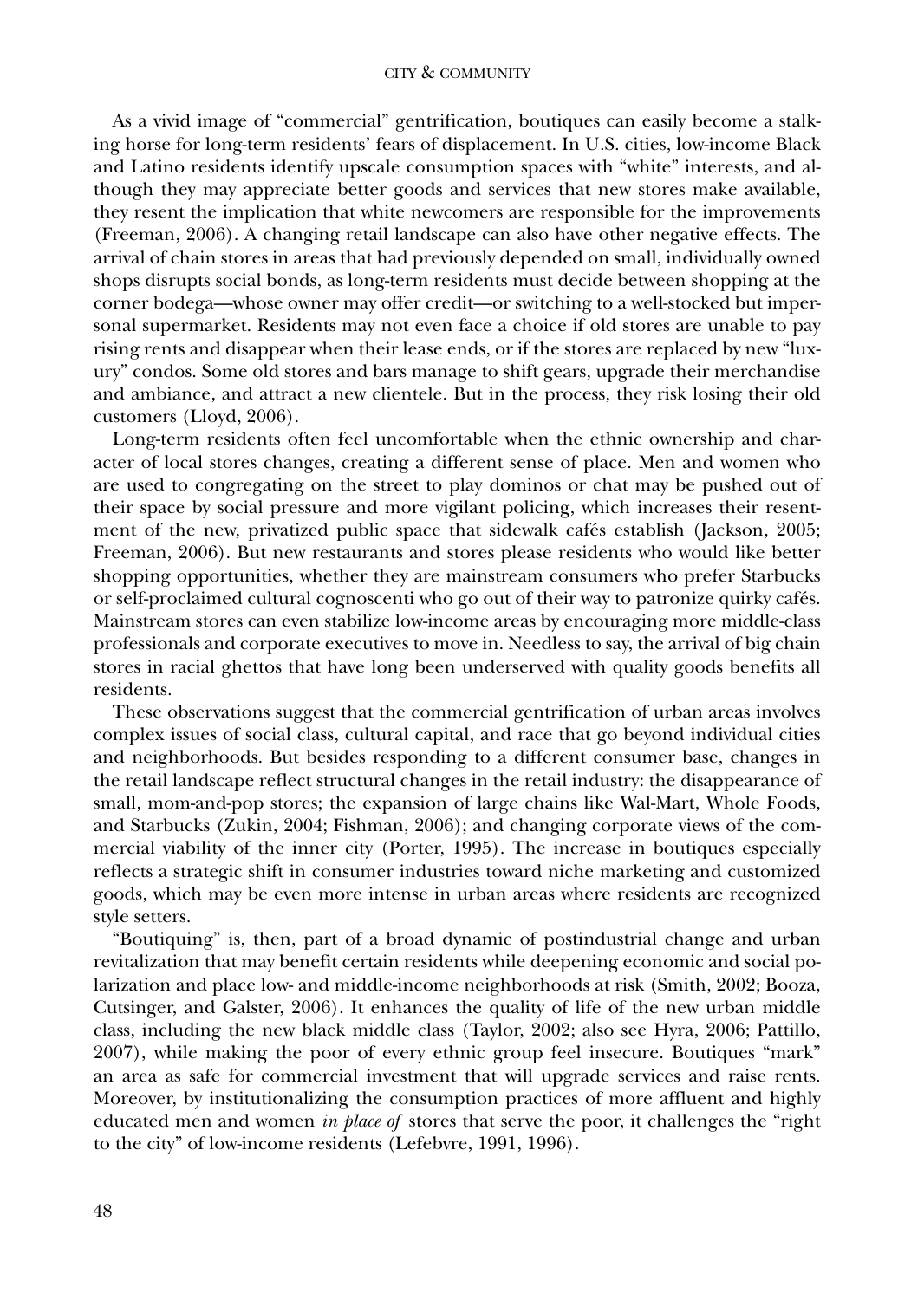As a vivid image of "commercial" gentrification, boutiques can easily become a stalking horse for long-term residents' fears of displacement. In U.S. cities, low-income Black and Latino residents identify upscale consumption spaces with "white" interests, and although they may appreciate better goods and services that new stores make available, they resent the implication that white newcomers are responsible for the improvements (Freeman, 2006). A changing retail landscape can also have other negative effects. The arrival of chain stores in areas that had previously depended on small, individually owned shops disrupts social bonds, as long-term residents must decide between shopping at the corner bodega—whose owner may offer credit—or switching to a well-stocked but impersonal supermarket. Residents may not even face a choice if old stores are unable to pay rising rents and disappear when their lease ends, or if the stores are replaced by new "luxury" condos. Some old stores and bars manage to shift gears, upgrade their merchandise and ambiance, and attract a new clientele. But in the process, they risk losing their old customers (Lloyd, 2006).

Long-term residents often feel uncomfortable when the ethnic ownership and character of local stores changes, creating a different sense of place. Men and women who are used to congregating on the street to play dominos or chat may be pushed out of their space by social pressure and more vigilant policing, which increases their resentment of the new, privatized public space that sidewalk cafés establish (Jackson, 2005; Freeman, 2006). But new restaurants and stores please residents who would like better shopping opportunities, whether they are mainstream consumers who prefer Starbucks or self-proclaimed cultural cognoscenti who go out of their way to patronize quirky cafés. Mainstream stores can even stabilize low-income areas by encouraging more middle-class professionals and corporate executives to move in. Needless to say, the arrival of big chain stores in racial ghettos that have long been underserved with quality goods benefits all residents.

These observations suggest that the commercial gentrification of urban areas involves complex issues of social class, cultural capital, and race that go beyond individual cities and neighborhoods. But besides responding to a different consumer base, changes in the retail landscape reflect structural changes in the retail industry: the disappearance of small, mom-and-pop stores; the expansion of large chains like Wal-Mart, Whole Foods, and Starbucks (Zukin, 2004; Fishman, 2006); and changing corporate views of the commercial viability of the inner city (Porter, 1995). The increase in boutiques especially reflects a strategic shift in consumer industries toward niche marketing and customized goods, which may be even more intense in urban areas where residents are recognized style setters.

"Boutiquing" is, then, part of a broad dynamic of postindustrial change and urban revitalization that may benefit certain residents while deepening economic and social polarization and place low- and middle-income neighborhoods at risk (Smith, 2002; Booza, Cutsinger, and Galster, 2006). It enhances the quality of life of the new urban middle class, including the new black middle class (Taylor, 2002; also see Hyra, 2006; Pattillo, 2007), while making the poor of every ethnic group feel insecure. Boutiques "mark" an area as safe for commercial investment that will upgrade services and raise rents. Moreover, by institutionalizing the consumption practices of more affluent and highly educated men and women *in place of* stores that serve the poor, it challenges the "right to the city" of low-income residents (Lefebvre, 1991, 1996).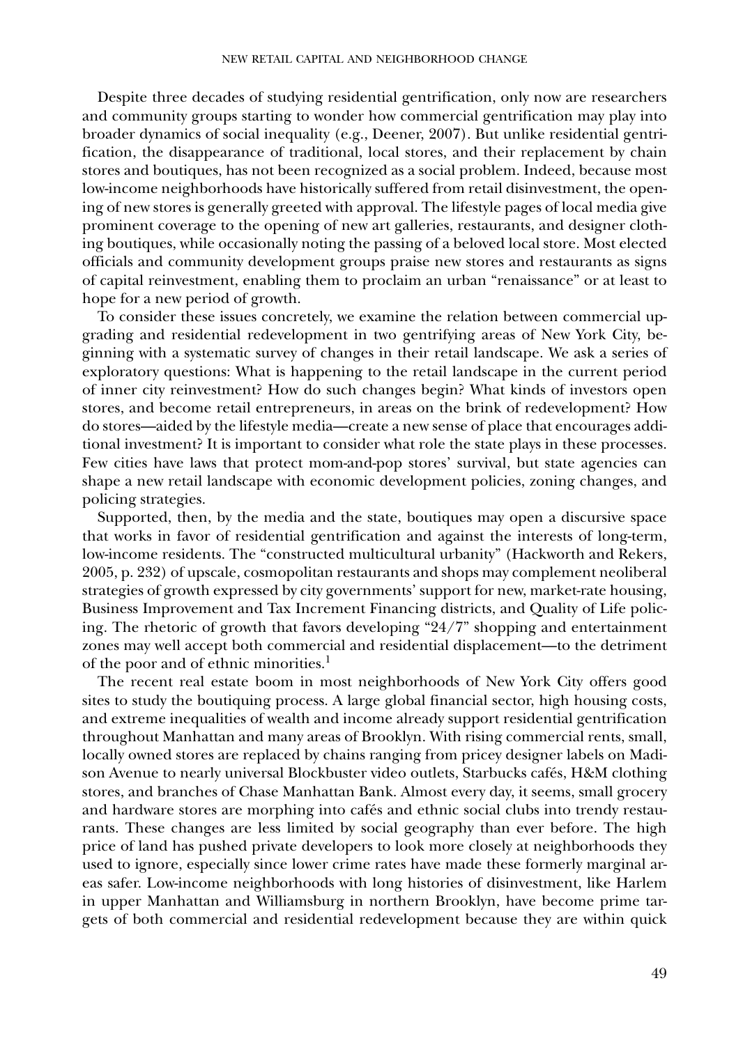Despite three decades of studying residential gentrification, only now are researchers and community groups starting to wonder how commercial gentrification may play into broader dynamics of social inequality (e.g., Deener, 2007). But unlike residential gentrification, the disappearance of traditional, local stores, and their replacement by chain stores and boutiques, has not been recognized as a social problem. Indeed, because most low-income neighborhoods have historically suffered from retail disinvestment, the opening of new stores is generally greeted with approval. The lifestyle pages of local media give prominent coverage to the opening of new art galleries, restaurants, and designer clothing boutiques, while occasionally noting the passing of a beloved local store. Most elected officials and community development groups praise new stores and restaurants as signs of capital reinvestment, enabling them to proclaim an urban "renaissance" or at least to hope for a new period of growth.

To consider these issues concretely, we examine the relation between commercial upgrading and residential redevelopment in two gentrifying areas of New York City, beginning with a systematic survey of changes in their retail landscape. We ask a series of exploratory questions: What is happening to the retail landscape in the current period of inner city reinvestment? How do such changes begin? What kinds of investors open stores, and become retail entrepreneurs, in areas on the brink of redevelopment? How do stores—aided by the lifestyle media—create a new sense of place that encourages additional investment? It is important to consider what role the state plays in these processes. Few cities have laws that protect mom-and-pop stores' survival, but state agencies can shape a new retail landscape with economic development policies, zoning changes, and policing strategies.

Supported, then, by the media and the state, boutiques may open a discursive space that works in favor of residential gentrification and against the interests of long-term, low-income residents. The "constructed multicultural urbanity" (Hackworth and Rekers, 2005, p. 232) of upscale, cosmopolitan restaurants and shops may complement neoliberal strategies of growth expressed by city governments' support for new, market-rate housing, Business Improvement and Tax Increment Financing districts, and Quality of Life policing. The rhetoric of growth that favors developing "24/7" shopping and entertainment zones may well accept both commercial and residential displacement—to the detriment of the poor and of ethnic minorities.[1]

The recent real estate boom in most neighborhoods of New York City offers good sites to study the boutiquing process. A large global financial sector, high housing costs, and extreme inequalities of wealth and income already support residential gentrification throughout Manhattan and many areas of Brooklyn. With rising commercial rents, small, locally owned stores are replaced by chains ranging from pricey designer labels on Madison Avenue to nearly universal Blockbuster video outlets, Starbucks cafés, H&M clothing stores, and branches of Chase Manhattan Bank. Almost every day, it seems, small grocery and hardware stores are morphing into cafés and ethnic social clubs into trendy restaurants. These changes are less limited by social geography than ever before. The high price of land has pushed private developers to look more closely at neighborhoods they used to ignore, especially since lower crime rates have made these formerly marginal areas safer. Low-income neighborhoods with long histories of disinvestment, like Harlem in upper Manhattan and Williamsburg in northern Brooklyn, have become prime targets of both commercial and residential redevelopment because they are within quick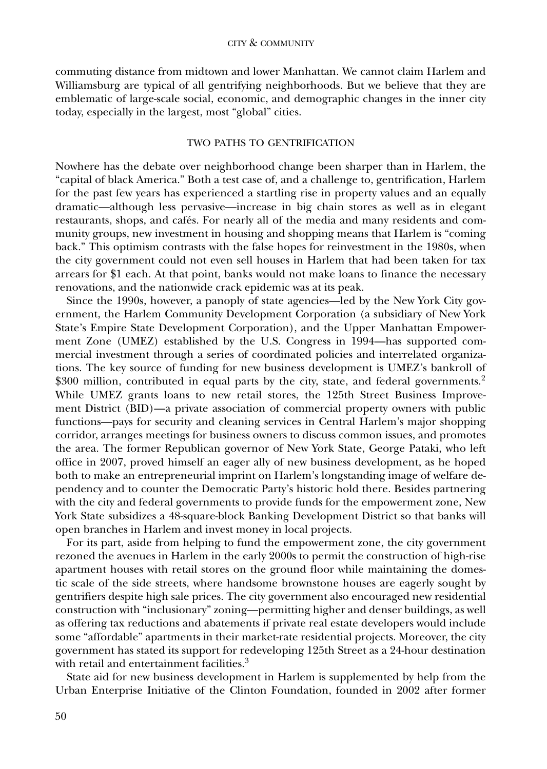commuting distance from midtown and lower Manhattan. We cannot claim Harlem and Williamsburg are typical of all gentrifying neighborhoods. But we believe that they are emblematic of large-scale social, economic, and demographic changes in the inner city today, especially in the largest, most "global" cities.

## TWO PATHS TO GENTRIFICATION

Nowhere has the debate over neighborhood change been sharper than in Harlem, the "capital of black America." Both a test case of, and a challenge to, gentrification, Harlem for the past few years has experienced a startling rise in property values and an equally dramatic—although less pervasive—increase in big chain stores as well as in elegant restaurants, shops, and cafés. For nearly all of the media and many residents and community groups, new investment in housing and shopping means that Harlem is "coming back." This optimism contrasts with the false hopes for reinvestment in the 1980s, when the city government could not even sell houses in Harlem that had been taken for tax arrears for $1 each. At that point, banks would not make loans to finance the necessary renovations, and the nationwide crack epidemic was at its peak.

Since the 1990s, however, a panoply of state agencies—led by the New York City government, the Harlem Community Development Corporation (a subsidiary of New York State's Empire State Development Corporation), and the Upper Manhattan Empowerment Zone (UMEZ) established by the U.S. Congress in 1994—has supported commercial investment through a series of coordinated policies and interrelated organizations. The key source of funding for new business development is UMEZ's bankroll of $300 million, contributed in equal parts by the city, state, and federal governments.[2] While UMEZ grants loans to new retail stores, the 125th Street Business Improvement District (BID)—a private association of commercial property owners with public functions—pays for security and cleaning services in Central Harlem's major shopping corridor, arranges meetings for business owners to discuss common issues, and promotes the area. The former Republican governor of New York State, George Pataki, who left office in 2007, proved himself an eager ally of new business development, as he hoped both to make an entrepreneurial imprint on Harlem's longstanding image of welfare dependency and to counter the Democratic Party's historic hold there. Besides partnering with the city and federal governments to provide funds for the empowerment zone, New York State subsidizes a 48-square-block Banking Development District so that banks will open branches in Harlem and invest money in local projects.

For its part, aside from helping to fund the empowerment zone, the city government rezoned the avenues in Harlem in the early 2000s to permit the construction of high-rise apartment houses with retail stores on the ground floor while maintaining the domestic scale of the side streets, where handsome brownstone houses are eagerly sought by gentrifiers despite high sale prices. The city government also encouraged new residential construction with "inclusionary" zoning—permitting higher and denser buildings, as well as offering tax reductions and abatements if private real estate developers would include some "affordable" apartments in their market-rate residential projects. Moreover, the city government has stated its support for redeveloping 125th Street as a 24-hour destination with retail and entertainment facilities.[3]

State aid for new business development in Harlem is supplemented by help from the Urban Enterprise Initiative of the Clinton Foundation, founded in 2002 after former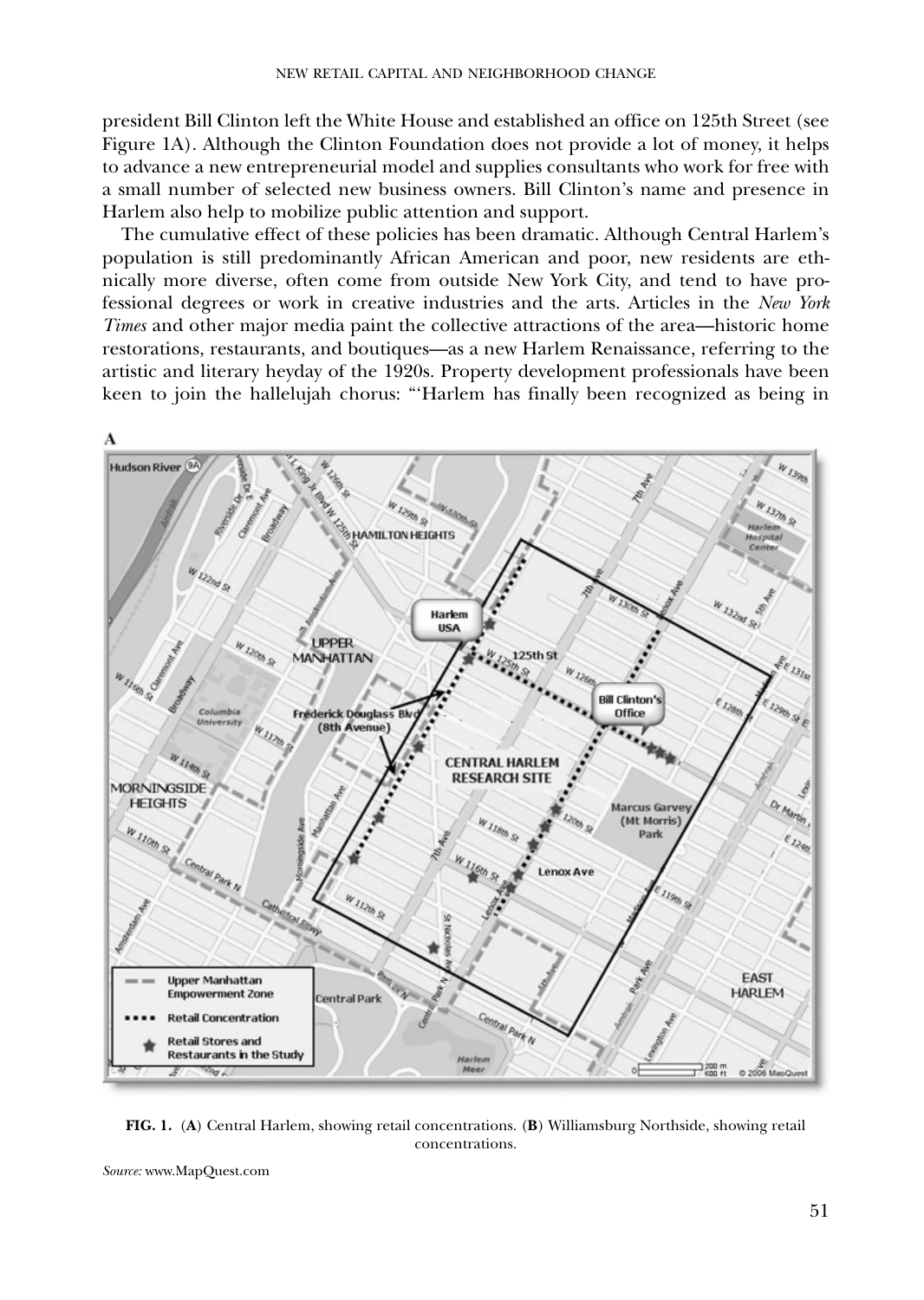president Bill Clinton left the White House and established an office on 125th Street (see Figure 1A). Although the Clinton Foundation does not provide a lot of money, it helps to advance a new entrepreneurial model and supplies consultants who work for free with a small number of selected new business owners. Bill Clinton's name and presence in Harlem also help to mobilize public attention and support.

The cumulative effect of these policies has been dramatic. Although Central Harlem's population is still predominantly African American and poor, new residents are ethnically more diverse, often come from outside New York City, and tend to have professional degrees or work in creative industries and the arts. Articles in the *New York Times* and other major media paint the collective attractions of the area—historic home restorations, restaurants, and boutiques—as a new Harlem Renaissance, referring to the artistic and literary heyday of the 1920s. Property development professionals have been keen to join the hallelujah chorus: "'Harlem has finally been recognized as being in

**FIG. 1.** (**A**) Central Harlem, showing retail concentrations. (**B**) Williamsburg Northside, showing retail concentrations.

*Source:* www.MapQuest.com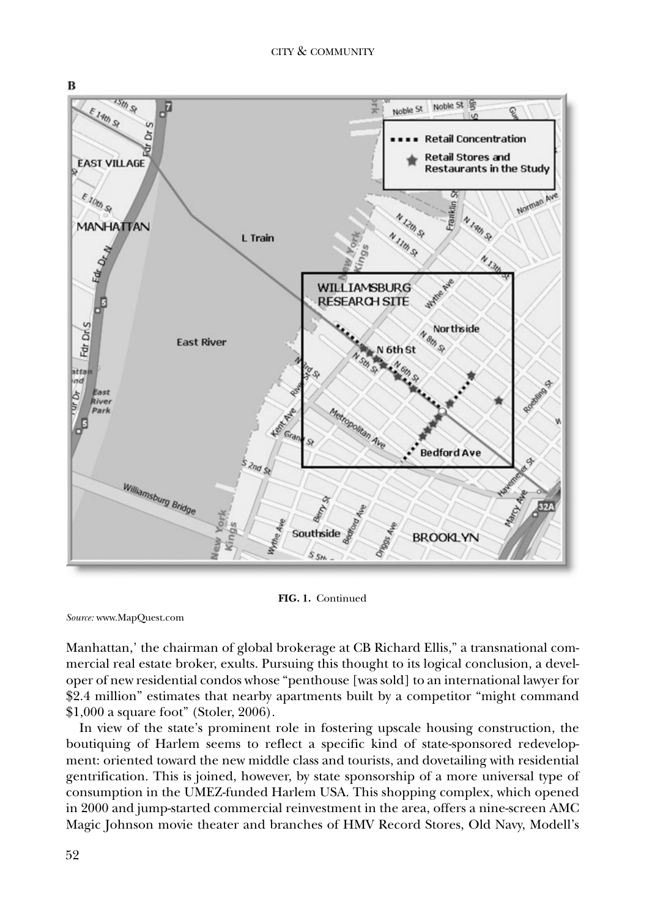**FIG. 1.** Continued

*Source:* www.MapQuest.com

Manhattan,' the chairman of global brokerage at CB Richard Ellis," a transnational commercial real estate broker, exults. Pursuing this thought to its logical conclusion, a developer of new residential condos whose "penthouse [was sold] to an international lawyer for \$2.4 million" estimates that nearby apartments built by a competitor "might command \$1,000 a square foot" (Stoler, 2006).

In view of the state's prominent role in fostering upscale housing construction, the boutiquing of Harlem seems to reflect a specific kind of state-sponsored redevelopment: oriented toward the new middle class and tourists, and dovetailing with residential gentrification. This is joined, however, by state sponsorship of a more universal type of consumption in the UMEZ-funded Harlem USA. This shopping complex, which opened in 2000 and jump-started commercial reinvestment in the area, offers a nine-screen AMC Magic Johnson movie theater and branches of HMV Record Stores, Old Navy, Modell's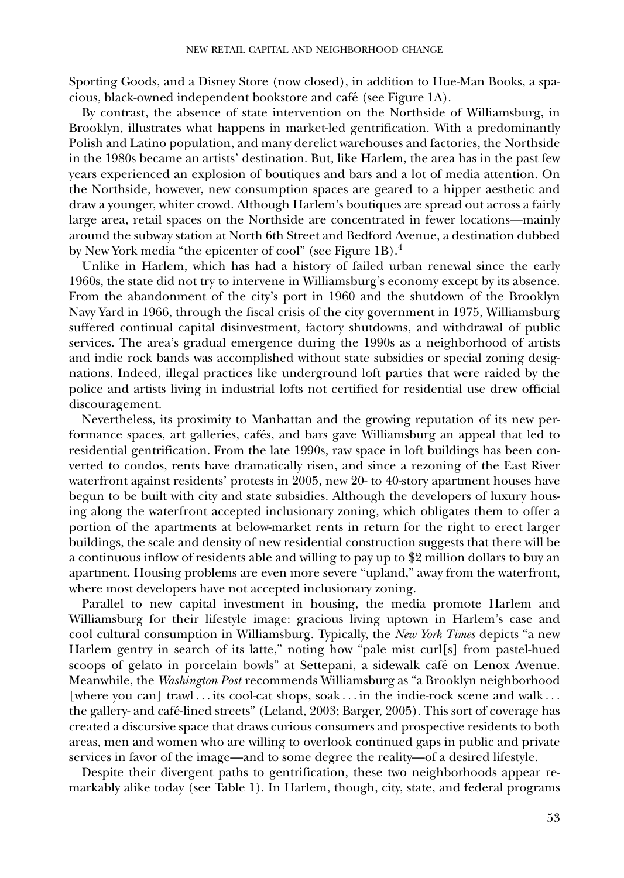Sporting Goods, and a Disney Store (now closed), in addition to Hue-Man Books, a spacious, black-owned independent bookstore and café (see Figure 1A).

By contrast, the absence of state intervention on the Northside of Williamsburg, in Brooklyn, illustrates what happens in market-led gentrification. With a predominantly Polish and Latino population, and many derelict warehouses and factories, the Northside in the 1980s became an artists' destination. But, like Harlem, the area has in the past few years experienced an explosion of boutiques and bars and a lot of media attention. On the Northside, however, new consumption spaces are geared to a hipper aesthetic and draw a younger, whiter crowd. Although Harlem's boutiques are spread out across a fairly large area, retail spaces on the Northside are concentrated in fewer locations—mainly around the subway station at North 6th Street and Bedford Avenue, a destination dubbed by New York media "the epicenter of cool" (see Figure 1B).[4]

Unlike in Harlem, which has had a history of failed urban renewal since the early 1960s, the state did not try to intervene in Williamsburg's economy except by its absence. From the abandonment of the city's port in 1960 and the shutdown of the Brooklyn Navy Yard in 1966, through the fiscal crisis of the city government in 1975, Williamsburg suffered continual capital disinvestment, factory shutdowns, and withdrawal of public services. The area's gradual emergence during the 1990s as a neighborhood of artists and indie rock bands was accomplished without state subsidies or special zoning designations. Indeed, illegal practices like underground loft parties that were raided by the police and artists living in industrial lofts not certified for residential use drew official discouragement.

Nevertheless, its proximity to Manhattan and the growing reputation of its new performance spaces, art galleries, cafés, and bars gave Williamsburg an appeal that led to residential gentrification. From the late 1990s, raw space in loft buildings has been converted to condos, rents have dramatically risen, and since a rezoning of the East River waterfront against residents' protests in 2005, new 20- to 40-story apartment houses have begun to be built with city and state subsidies. Although the developers of luxury housing along the waterfront accepted inclusionary zoning, which obligates them to offer a portion of the apartments at below-market rents in return for the right to erect larger buildings, the scale and density of new residential construction suggests that there will be a continuous inflow of residents able and willing to pay up to $2 million dollars to buy an apartment. Housing problems are even more severe "upland," away from the waterfront, where most developers have not accepted inclusionary zoning.

Parallel to new capital investment in housing, the media promote Harlem and Williamsburg for their lifestyle image: gracious living uptown in Harlem's case and cool cultural consumption in Williamsburg. Typically, the *New York Times* depicts "a new Harlem gentry in search of its latte," noting how "pale mist curl[s] from pastel-hued scoops of gelato in porcelain bowls" at Settepani, a sidewalk café on Lenox Avenue. Meanwhile, the *Washington Post* recommends Williamsburg as "a Brooklyn neighborhood [where you can] trawl ... its cool-cat shops, soak ... in the indie-rock scene and walk ... the gallery- and café-lined streets" (Leland, 2003; Barger, 2005). This sort of coverage has created a discursive space that draws curious consumers and prospective residents to both areas, men and women who are willing to overlook continued gaps in public and private services in favor of the image—and to some degree the reality—of a desired lifestyle.

Despite their divergent paths to gentrification, these two neighborhoods appear remarkably alike today (see Table 1). In Harlem, though, city, state, and federal programs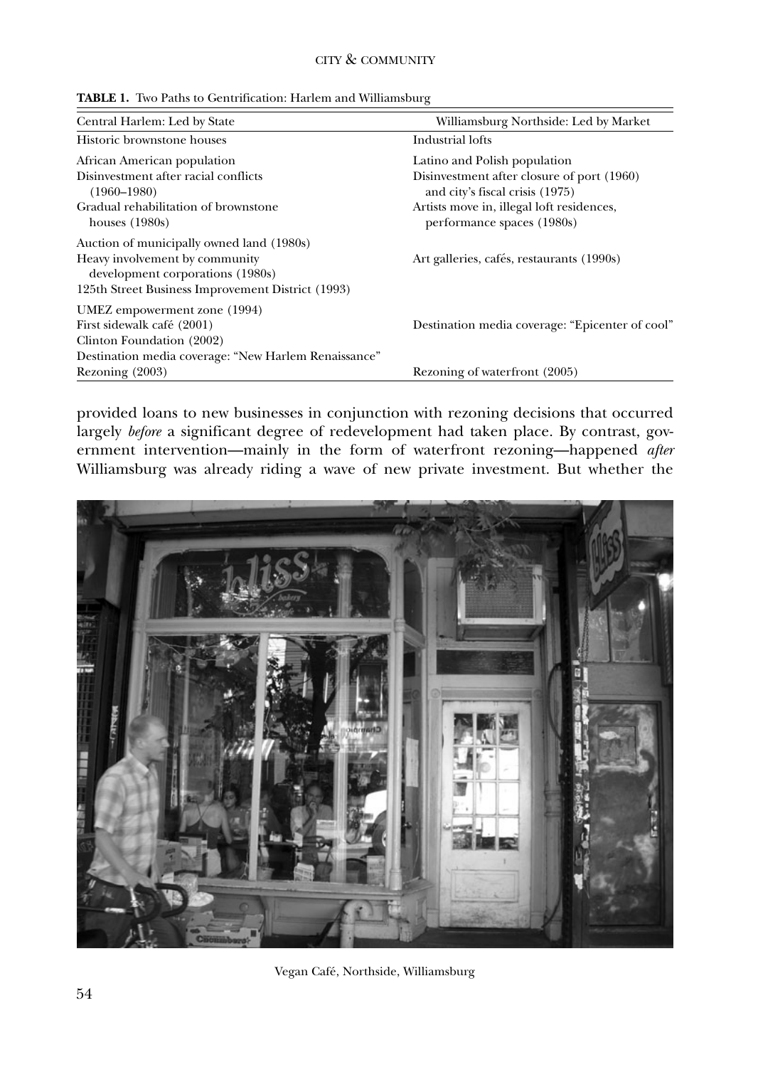**TABLE 1.** Two Paths to Gentrification: Harlem and Williamsburg

| Central Harlem: Led by State | Williamsburg Northside: Led by Market |
|---|---|
| Historic brownstone houses | Industrial lofts |
| African American population | Latino and Polish population |
| Disinvestment after racial conflicts (1960–1980) | Disinvestment after closure of port (1960) and city's fiscal crisis (1975) |
| Gradual rehabilitation of brownstone houses (1980s) | Artists move in, illegal loft residences, performance spaces (1980s) |
| Auction of municipally owned land (1980s) | |
| Heavy involvement by community development corporations (1980s) | Art galleries, cafés, restaurants (1990s) |
| 125th Street Business Improvement District (1993) | |
| UMEZ empowerment zone (1994) | |
| First sidewalk café (2001) | Destination media coverage: "Epicenter of cool" |
| Clinton Foundation (2002) | |
| Destination media coverage: "New Harlem Renaissance" | |
| Rezoning (2003) | Rezoning of waterfront (2005) |

provided loans to new businesses in conjunction with rezoning decisions that occurred largely *before* a significant degree of redevelopment had taken place. By contrast, government intervention—mainly in the form of waterfront rezoning—happened *after* Williamsburg was already riding a wave of new private investment. But whether the

Vegan Café, Northside, Williamsburg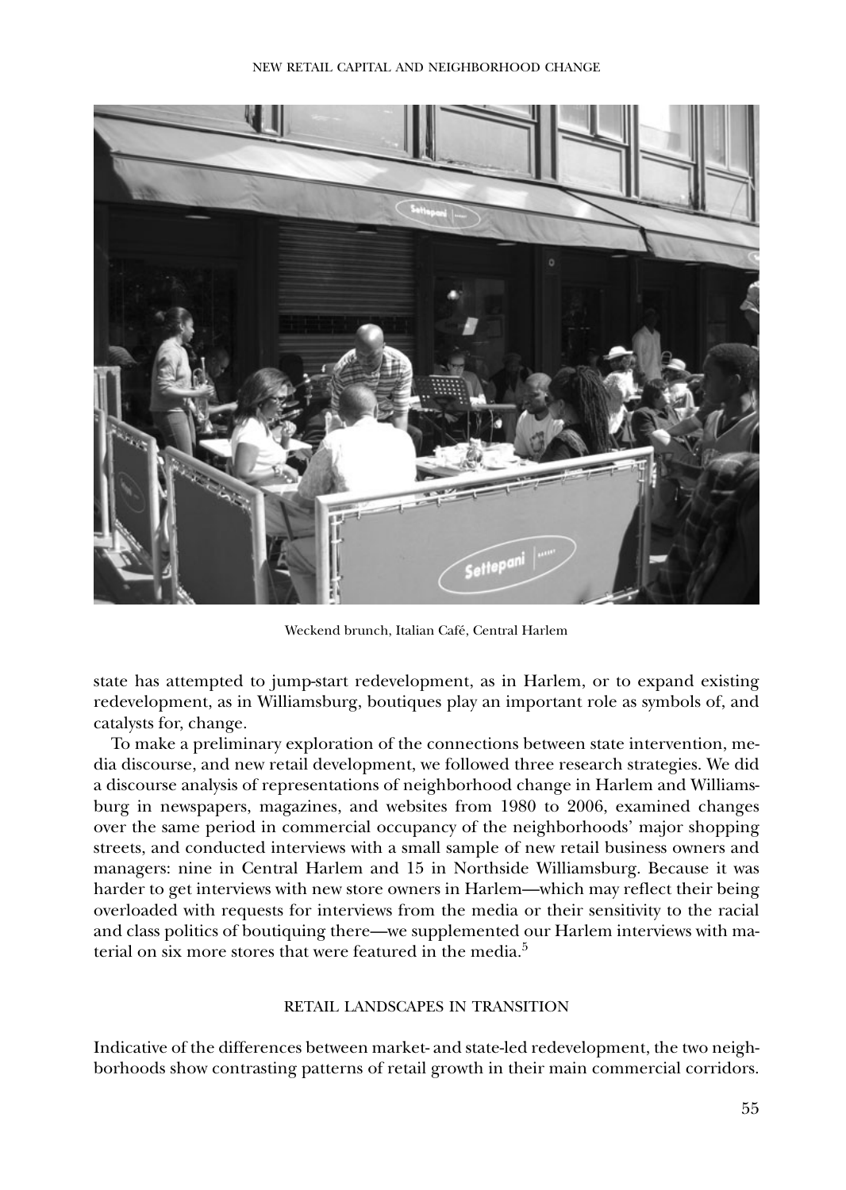Weekend brunch, Italian Café, Central Harlem

state has attempted to jump-start redevelopment, as in Harlem, or to expand existing redevelopment, as in Williamsburg, boutiques play an important role as symbols of, and catalysts for, change.

To make a preliminary exploration of the connections between state intervention, media discourse, and new retail development, we followed three research strategies. We did a discourse analysis of representations of neighborhood change in Harlem and Williamsburg in newspapers, magazines, and websites from 1980 to 2006, examined changes over the same period in commercial occupancy of the neighborhoods' major shopping streets, and conducted interviews with a small sample of new retail business owners and managers: nine in Central Harlem and 15 in Northside Williamsburg. Because it was harder to get interviews with new store owners in Harlem—which may reflect their being overloaded with requests for interviews from the media or their sensitivity to the racial and class politics of boutiquing there—we supplemented our Harlem interviews with material on six more stores that were featured in the media.[5]

## RETAIL LANDSCAPES IN TRANSITION

Indicative of the differences between market- and state-led redevelopment, the two neighborhoods show contrasting patterns of retail growth in their main commercial corridors.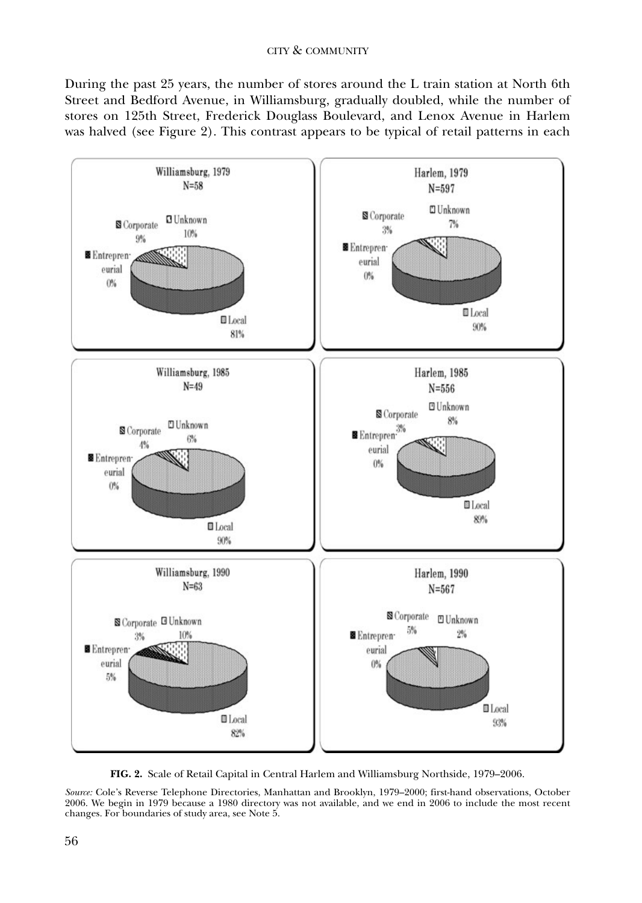During the past 25 years, the number of stores around the L train station at North 6th Street and Bedford Avenue, in Williamsburg, gradually doubled, while the number of stores on 125th Street, Frederick Douglass Boulevard, and Lenox Avenue in Harlem was halved (see Figure 2). This contrast appears to be typical of retail patterns in each

| | Corporate | Unknown | Entrepreneurial | Local |
|---|---|---|---|---|
| Williamsburg, 1979, N=58 | 9% | 10% | 0% | 81% |
| Harlem, 1979, N=597 | 3% | 7% | 0% | 90% |
| Williamsburg, 1985, N=49 | 4% | 6% | 0% | 90% |
| Harlem, 1985, N=556 | 3% | 8% | 0% | 89% |
| Williamsburg, 1990, N=63 | 3% | 10% | 5% | 82% |
| Harlem, 1990, N=567 | 5% | 2% | 0% | 93% |

**FIG. 2.** Scale of Retail Capital in Central Harlem and Williamsburg Northside, 1979–2006.

*Source:* Cole's Reverse Telephone Directories, Manhattan and Brooklyn, 1979–2000; first-hand observations, October 2006. We begin in 1979 because a 1980 directory was not available, and we end in 2006 to include the most recent changes. For boundaries of study area, see Note 5.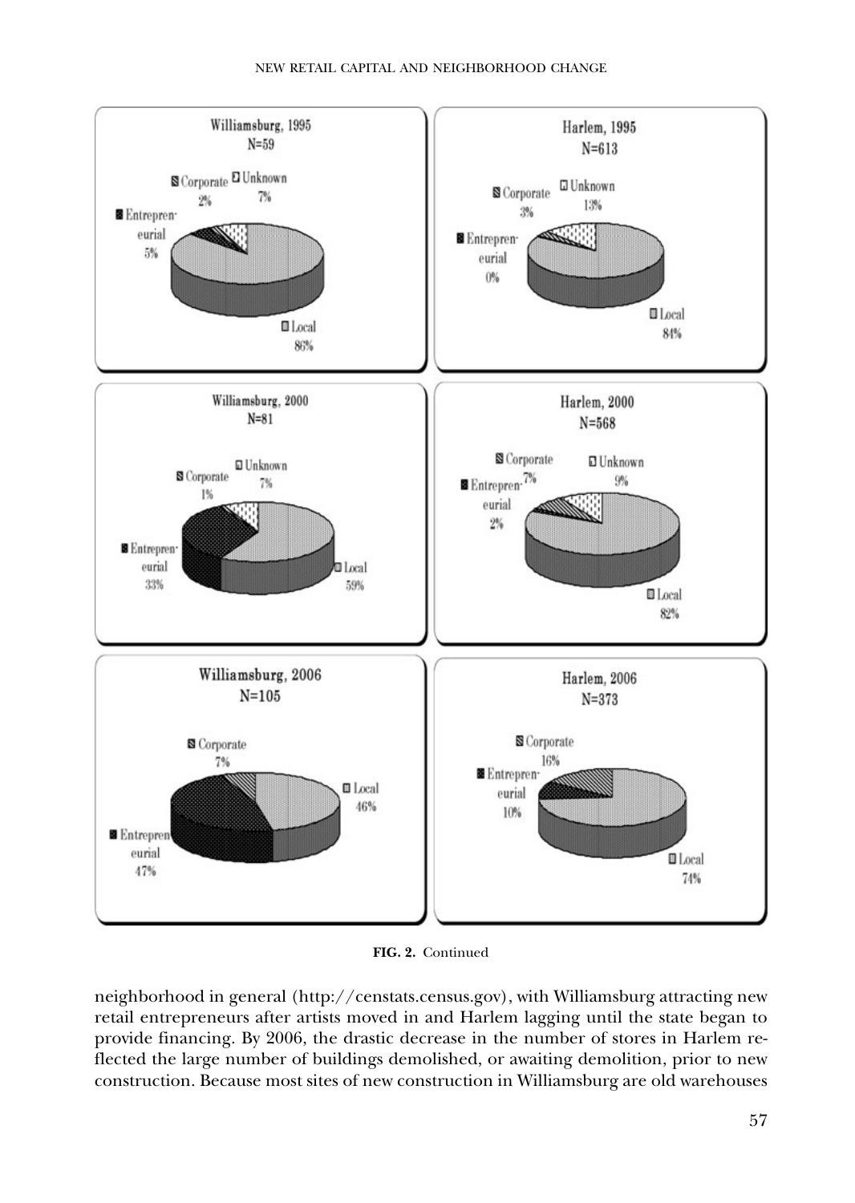**FIG. 2.** Continued

neighborhood in general (http://censtats.census.gov), with Williamsburg attracting new retail entrepreneurs after artists moved in and Harlem lagging until the state began to provide financing. By 2006, the drastic decrease in the number of stores in Harlem reflected the large number of buildings demolished, or awaiting demolition, prior to new construction. Because most sites of new construction in Williamsburg are old warehouses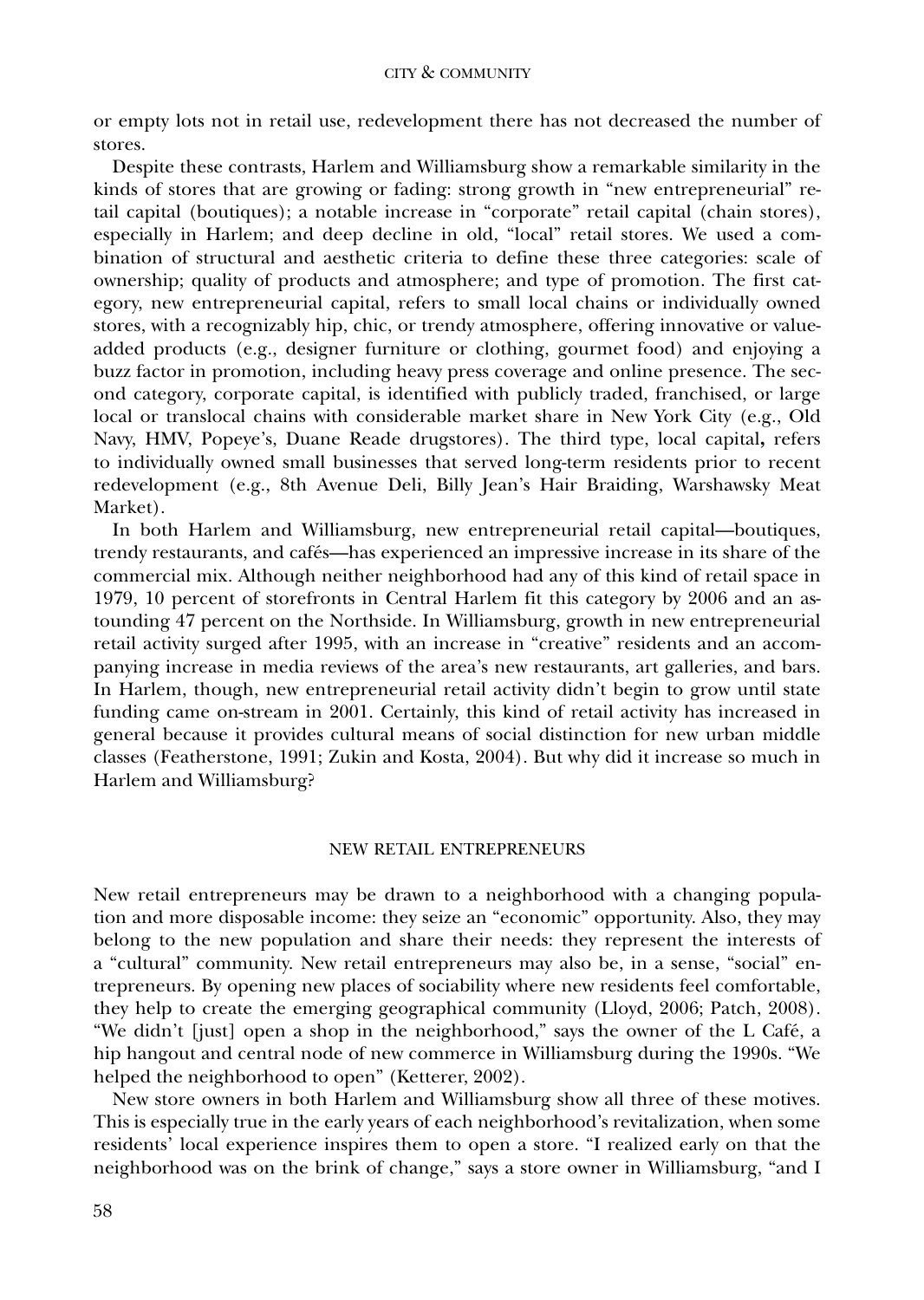or empty lots not in retail use, redevelopment there has not decreased the number of stores.

Despite these contrasts, Harlem and Williamsburg show a remarkable similarity in the kinds of stores that are growing or fading: strong growth in "new entrepreneurial" retail capital (boutiques); a notable increase in "corporate" retail capital (chain stores), especially in Harlem; and deep decline in old, "local" retail stores. We used a combination of structural and aesthetic criteria to define these three categories: scale of ownership; quality of products and atmosphere; and type of promotion. The first category, new entrepreneurial capital, refers to small local chains or individually owned stores, with a recognizably hip, chic, or trendy atmosphere, offering innovative or value-added products (e.g., designer furniture or clothing, gourmet food) and enjoying a buzz factor in promotion, including heavy press coverage and online presence. The second category, corporate capital, is identified with publicly traded, franchised, or large local or translocal chains with considerable market share in New York City (e.g., Old Navy, HMV, Popeye's, Duane Reade drugstores). The third type, local capital**,** refers to individually owned small businesses that served long-term residents prior to recent redevelopment (e.g., 8th Avenue Deli, Billy Jean's Hair Braiding, Warshawsky Meat Market).

In both Harlem and Williamsburg, new entrepreneurial retail capital—boutiques, trendy restaurants, and cafés—has experienced an impressive increase in its share of the commercial mix. Although neither neighborhood had any of this kind of retail space in 1979, 10 percent of storefronts in Central Harlem fit this category by 2006 and an astounding 47 percent on the Northside. In Williamsburg, growth in new entrepreneurial retail activity surged after 1995, with an increase in "creative" residents and an accompanying increase in media reviews of the area's new restaurants, art galleries, and bars. In Harlem, though, new entrepreneurial retail activity didn't begin to grow until state funding came on-stream in 2001. Certainly, this kind of retail activity has increased in general because it provides cultural means of social distinction for new urban middle classes (Featherstone, 1991; Zukin and Kosta, 2004). But why did it increase so much in Harlem and Williamsburg?

## NEW RETAIL ENTREPRENEURS

New retail entrepreneurs may be drawn to a neighborhood with a changing population and more disposable income: they seize an "economic" opportunity. Also, they may belong to the new population and share their needs: they represent the interests of a "cultural" community. New retail entrepreneurs may also be, in a sense, "social" entrepreneurs. By opening new places of sociability where new residents feel comfortable, they help to create the emerging geographical community (Lloyd, 2006; Patch, 2008). "We didn't [just] open a shop in the neighborhood," says the owner of the L Café, a hip hangout and central node of new commerce in Williamsburg during the 1990s. "We helped the neighborhood to open" (Ketterer, 2002).

New store owners in both Harlem and Williamsburg show all three of these motives. This is especially true in the early years of each neighborhood's revitalization, when some residents' local experience inspires them to open a store. "I realized early on that the neighborhood was on the brink of change," says a store owner in Williamsburg, "and I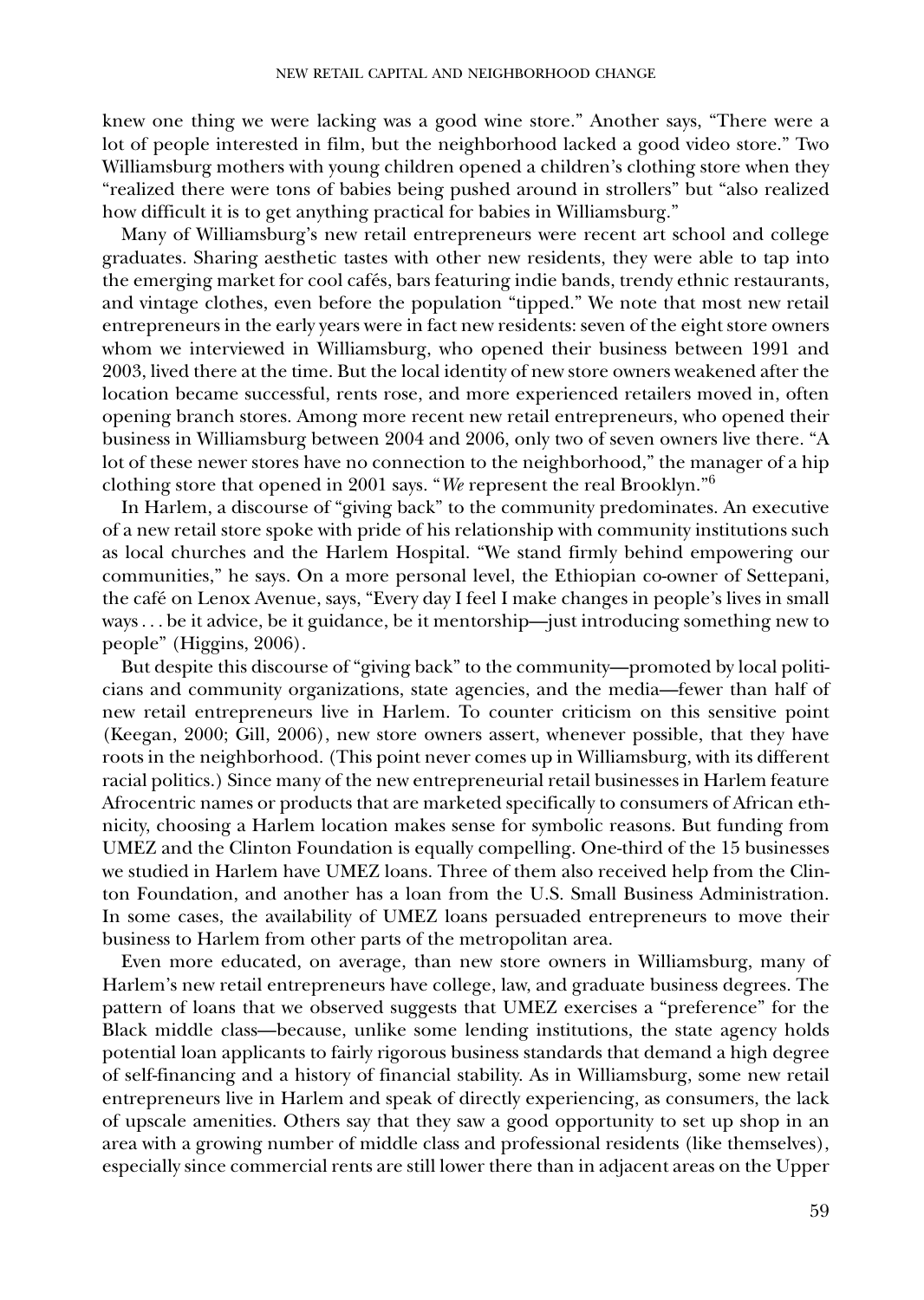knew one thing we were lacking was a good wine store." Another says, "There were a lot of people interested in film, but the neighborhood lacked a good video store." Two Williamsburg mothers with young children opened a children's clothing store when they "realized there were tons of babies being pushed around in strollers" but "also realized how difficult it is to get anything practical for babies in Williamsburg."

Many of Williamsburg's new retail entrepreneurs were recent art school and college graduates. Sharing aesthetic tastes with other new residents, they were able to tap into the emerging market for cool cafés, bars featuring indie bands, trendy ethnic restaurants, and vintage clothes, even before the population "tipped." We note that most new retail entrepreneurs in the early years were in fact new residents: seven of the eight store owners whom we interviewed in Williamsburg, who opened their business between 1991 and 2003, lived there at the time. But the local identity of new store owners weakened after the location became successful, rents rose, and more experienced retailers moved in, often opening branch stores. Among more recent new retail entrepreneurs, who opened their business in Williamsburg between 2004 and 2006, only two of seven owners live there. "A lot of these newer stores have no connection to the neighborhood," the manager of a hip clothing store that opened in 2001 says. "*We* represent the real Brooklyn."[6]

In Harlem, a discourse of "giving back" to the community predominates. An executive of a new retail store spoke with pride of his relationship with community institutions such as local churches and the Harlem Hospital. "We stand firmly behind empowering our communities," he says. On a more personal level, the Ethiopian co-owner of Settepani, the café on Lenox Avenue, says, "Every day I feel I make changes in people's lives in small ways . . . be it advice, be it guidance, be it mentorship—just introducing something new to people" (Higgins, 2006).

But despite this discourse of "giving back" to the community—promoted by local politicians and community organizations, state agencies, and the media—fewer than half of new retail entrepreneurs live in Harlem. To counter criticism on this sensitive point (Keegan, 2000; Gill, 2006), new store owners assert, whenever possible, that they have roots in the neighborhood. (This point never comes up in Williamsburg, with its different racial politics.) Since many of the new entrepreneurial retail businesses in Harlem feature Afrocentric names or products that are marketed specifically to consumers of African ethnicity, choosing a Harlem location makes sense for symbolic reasons. But funding from UMEZ and the Clinton Foundation is equally compelling. One-third of the 15 businesses we studied in Harlem have UMEZ loans. Three of them also received help from the Clinton Foundation, and another has a loan from the U.S. Small Business Administration. In some cases, the availability of UMEZ loans persuaded entrepreneurs to move their business to Harlem from other parts of the metropolitan area.

Even more educated, on average, than new store owners in Williamsburg, many of Harlem's new retail entrepreneurs have college, law, and graduate business degrees. The pattern of loans that we observed suggests that UMEZ exercises a "preference" for the Black middle class—because, unlike some lending institutions, the state agency holds potential loan applicants to fairly rigorous business standards that demand a high degree of self-financing and a history of financial stability. As in Williamsburg, some new retail entrepreneurs live in Harlem and speak of directly experiencing, as consumers, the lack of upscale amenities. Others say that they saw a good opportunity to set up shop in an area with a growing number of middle class and professional residents (like themselves), especially since commercial rents are still lower there than in adjacent areas on the Upper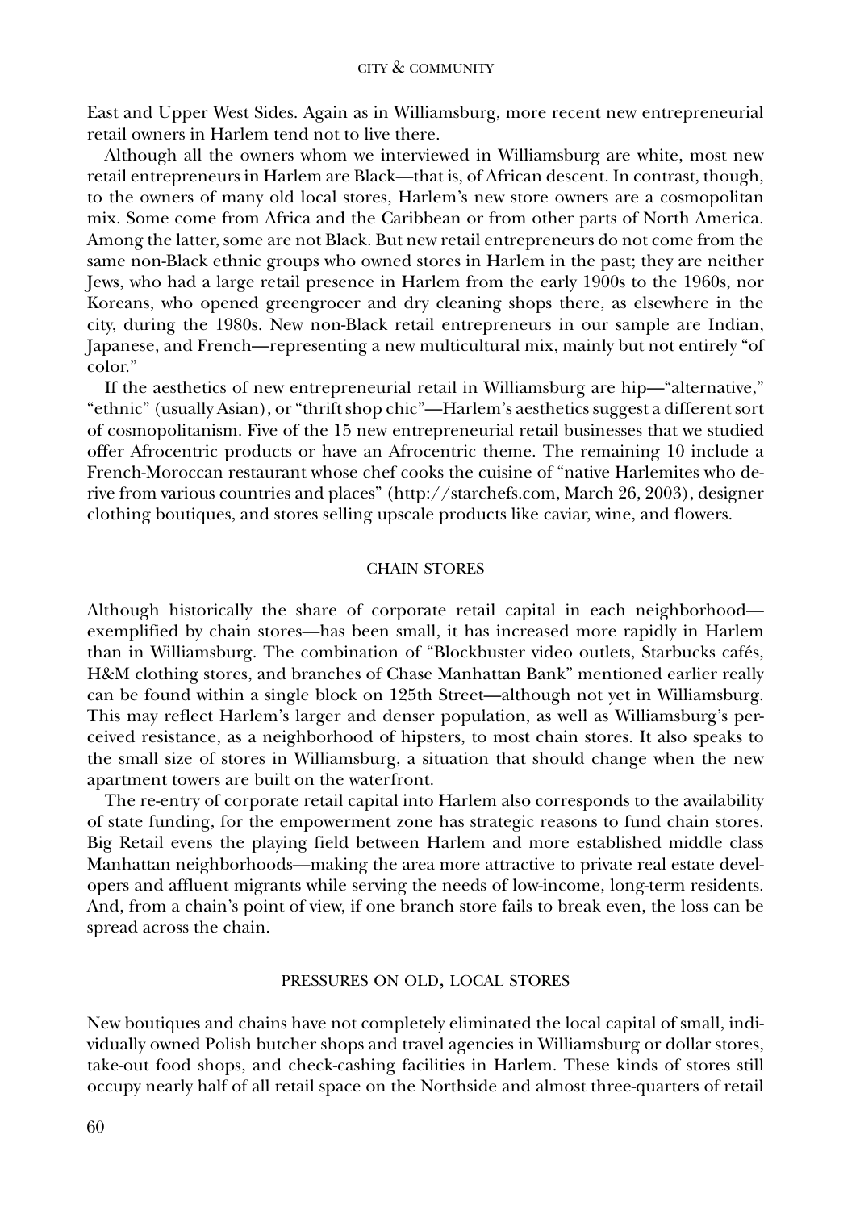East and Upper West Sides. Again as in Williamsburg, more recent new entrepreneurial retail owners in Harlem tend not to live there.

Although all the owners whom we interviewed in Williamsburg are white, most new retail entrepreneurs in Harlem are Black—that is, of African descent. In contrast, though, to the owners of many old local stores, Harlem's new store owners are a cosmopolitan mix. Some come from Africa and the Caribbean or from other parts of North America. Among the latter, some are not Black. But new retail entrepreneurs do not come from the same non-Black ethnic groups who owned stores in Harlem in the past; they are neither Jews, who had a large retail presence in Harlem from the early 1900s to the 1960s, nor Koreans, who opened greengrocer and dry cleaning shops there, as elsewhere in the city, during the 1980s. New non-Black retail entrepreneurs in our sample are Indian, Japanese, and French—representing a new multicultural mix, mainly but not entirely "of color."

If the aesthetics of new entrepreneurial retail in Williamsburg are hip—"alternative," "ethnic" (usually Asian), or "thrift shop chic"—Harlem's aesthetics suggest a different sort of cosmopolitanism. Five of the 15 new entrepreneurial retail businesses that we studied offer Afrocentric products or have an Afrocentric theme. The remaining 10 include a French-Moroccan restaurant whose chef cooks the cuisine of "native Harlemites who derive from various countries and places" (http://starchefs.com, March 26, 2003), designer clothing boutiques, and stores selling upscale products like caviar, wine, and flowers.

## CHAIN STORES

Although historically the share of corporate retail capital in each neighborhood—exemplified by chain stores—has been small, it has increased more rapidly in Harlem than in Williamsburg. The combination of "Blockbuster video outlets, Starbucks cafés, H&M clothing stores, and branches of Chase Manhattan Bank" mentioned earlier really can be found within a single block on 125th Street—although not yet in Williamsburg. This may reflect Harlem's larger and denser population, as well as Williamsburg's perceived resistance, as a neighborhood of hipsters, to most chain stores. It also speaks to the small size of stores in Williamsburg, a situation that should change when the new apartment towers are built on the waterfront.

The re-entry of corporate retail capital into Harlem also corresponds to the availability of state funding, for the empowerment zone has strategic reasons to fund chain stores. Big Retail evens the playing field between Harlem and more established middle class Manhattan neighborhoods—making the area more attractive to private real estate developers and affluent migrants while serving the needs of low-income, long-term residents. And, from a chain's point of view, if one branch store fails to break even, the loss can be spread across the chain.

## PRESSURES ON OLD, LOCAL STORES

New boutiques and chains have not completely eliminated the local capital of small, individually owned Polish butcher shops and travel agencies in Williamsburg or dollar stores, take-out food shops, and check-cashing facilities in Harlem. These kinds of stores still occupy nearly half of all retail space on the Northside and almost three-quarters of retail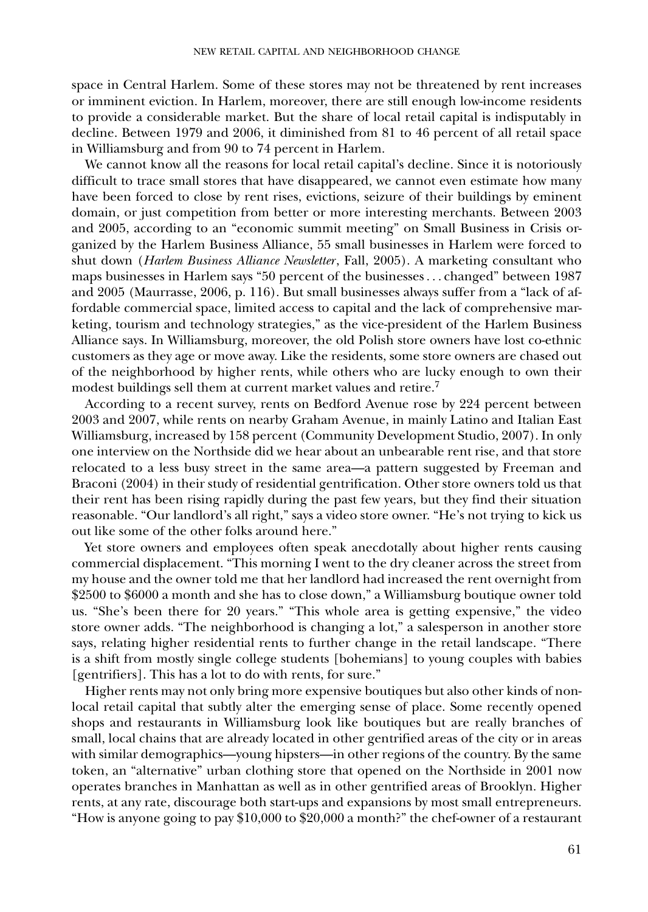space in Central Harlem. Some of these stores may not be threatened by rent increases or imminent eviction. In Harlem, moreover, there are still enough low-income residents to provide a considerable market. But the share of local retail capital is indisputably in decline. Between 1979 and 2006, it diminished from 81 to 46 percent of all retail space in Williamsburg and from 90 to 74 percent in Harlem.

We cannot know all the reasons for local retail capital's decline. Since it is notoriously difficult to trace small stores that have disappeared, we cannot even estimate how many have been forced to close by rent rises, evictions, seizure of their buildings by eminent domain, or just competition from better or more interesting merchants. Between 2003 and 2005, according to an "economic summit meeting" on Small Business in Crisis organized by the Harlem Business Alliance, 55 small businesses in Harlem were forced to shut down (*Harlem Business Alliance Newsletter*, Fall, 2005). A marketing consultant who maps businesses in Harlem says "50 percent of the businesses . . . changed" between 1987 and 2005 (Maurrasse, 2006, p. 116). But small businesses always suffer from a "lack of affordable commercial space, limited access to capital and the lack of comprehensive marketing, tourism and technology strategies," as the vice-president of the Harlem Business Alliance says. In Williamsburg, moreover, the old Polish store owners have lost co-ethnic customers as they age or move away. Like the residents, some store owners are chased out of the neighborhood by higher rents, while others who are lucky enough to own their modest buildings sell them at current market values and retire.[7]

According to a recent survey, rents on Bedford Avenue rose by 224 percent between 2003 and 2007, while rents on nearby Graham Avenue, in mainly Latino and Italian East Williamsburg, increased by 158 percent (Community Development Studio, 2007). In only one interview on the Northside did we hear about an unbearable rent rise, and that store relocated to a less busy street in the same area—a pattern suggested by Freeman and Braconi (2004) in their study of residential gentrification. Other store owners told us that their rent has been rising rapidly during the past few years, but they find their situation reasonable. "Our landlord's all right," says a video store owner. "He's not trying to kick us out like some of the other folks around here."

Yet store owners and employees often speak anecdotally about higher rents causing commercial displacement. "This morning I went to the dry cleaner across the street from my house and the owner told me that her landlord had increased the rent overnight from \$2500 to \$6000 a month and she has to close down," a Williamsburg boutique owner told us. "She's been there for 20 years." "This whole area is getting expensive," the video store owner adds. "The neighborhood is changing a lot," a salesperson in another store says, relating higher residential rents to further change in the retail landscape. "There is a shift from mostly single college students [bohemians] to young couples with babies [gentrifiers]. This has a lot to do with rents, for sure."

Higher rents may not only bring more expensive boutiques but also other kinds of non-local retail capital that subtly alter the emerging sense of place. Some recently opened shops and restaurants in Williamsburg look like boutiques but are really branches of small, local chains that are already located in other gentrified areas of the city or in areas with similar demographics—young hipsters—in other regions of the country. By the same token, an "alternative" urban clothing store that opened on the Northside in 2001 now operates branches in Manhattan as well as in other gentrified areas of Brooklyn. Higher rents, at any rate, discourage both start-ups and expansions by most small entrepreneurs. "How is anyone going to pay \$10,000 to \$20,000 a month?" the chef-owner of a restaurant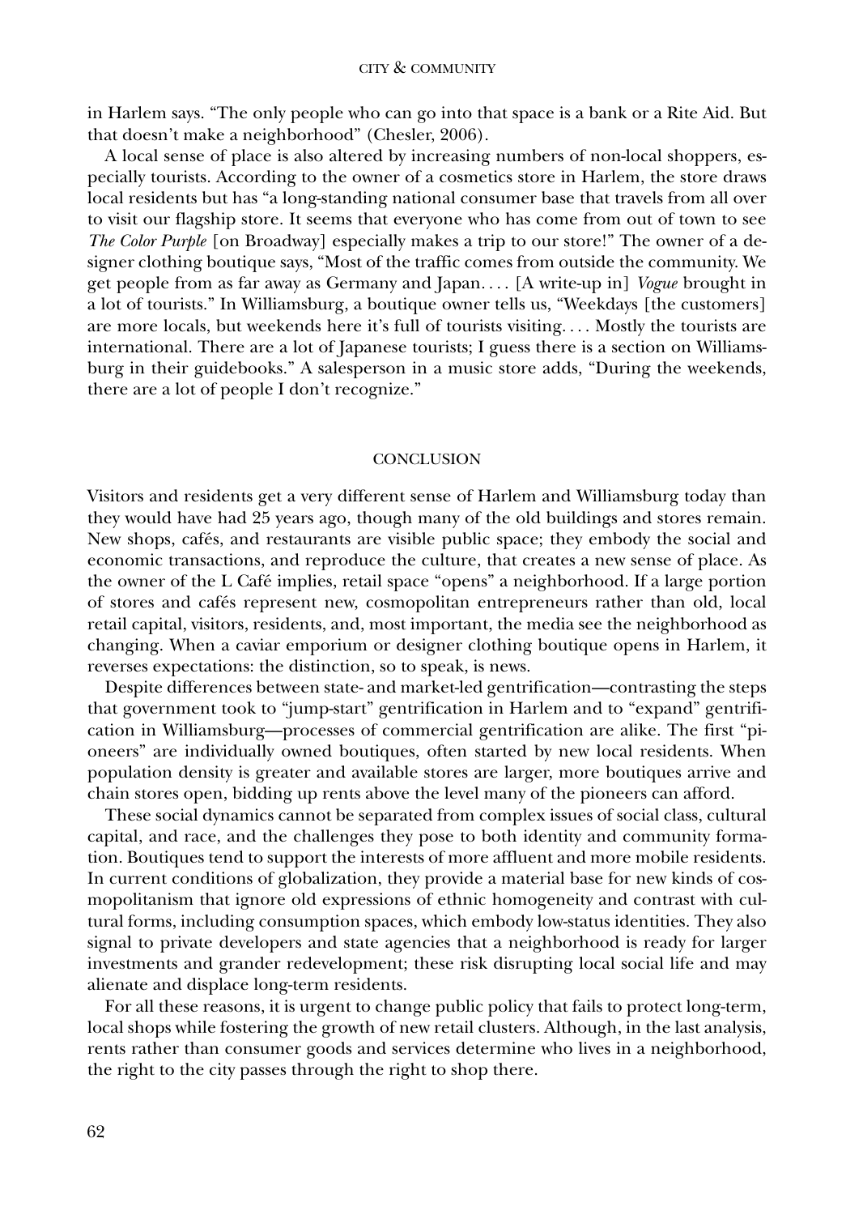in Harlem says. "The only people who can go into that space is a bank or a Rite Aid. But that doesn't make a neighborhood" (Chesler, 2006).

A local sense of place is also altered by increasing numbers of non-local shoppers, especially tourists. According to the owner of a cosmetics store in Harlem, the store draws local residents but has "a long-standing national consumer base that travels from all over to visit our flagship store. It seems that everyone who has come from out of town to see *The Color Purple* [on Broadway] especially makes a trip to our store!" The owner of a designer clothing boutique says, "Most of the traffic comes from outside the community. We get people from as far away as Germany and Japan. . . . [A write-up in] *Vogue* brought in a lot of tourists." In Williamsburg, a boutique owner tells us, "Weekdays [the customers] are more locals, but weekends here it's full of tourists visiting. . . . Mostly the tourists are international. There are a lot of Japanese tourists; I guess there is a section on Williamsburg in their guidebooks." A salesperson in a music store adds, "During the weekends, there are a lot of people I don't recognize."

## CONCLUSION

Visitors and residents get a very different sense of Harlem and Williamsburg today than they would have had 25 years ago, though many of the old buildings and stores remain. New shops, cafés, and restaurants are visible public space; they embody the social and economic transactions, and reproduce the culture, that creates a new sense of place. As the owner of the L Café implies, retail space "opens" a neighborhood. If a large portion of stores and cafés represent new, cosmopolitan entrepreneurs rather than old, local retail capital, visitors, residents, and, most important, the media see the neighborhood as changing. When a caviar emporium or designer clothing boutique opens in Harlem, it reverses expectations: the distinction, so to speak, is news.

Despite differences between state- and market-led gentrification—contrasting the steps that government took to "jump-start" gentrification in Harlem and to "expand" gentrification in Williamsburg—processes of commercial gentrification are alike. The first "pioneers" are individually owned boutiques, often started by new local residents. When population density is greater and available stores are larger, more boutiques arrive and chain stores open, bidding up rents above the level many of the pioneers can afford.

These social dynamics cannot be separated from complex issues of social class, cultural capital, and race, and the challenges they pose to both identity and community formation. Boutiques tend to support the interests of more affluent and more mobile residents. In current conditions of globalization, they provide a material base for new kinds of cosmopolitanism that ignore old expressions of ethnic homogeneity and contrast with cultural forms, including consumption spaces, which embody low-status identities. They also signal to private developers and state agencies that a neighborhood is ready for larger investments and grander redevelopment; these risk disrupting local social life and may alienate and displace long-term residents.

For all these reasons, it is urgent to change public policy that fails to protect long-term, local shops while fostering the growth of new retail clusters. Although, in the last analysis, rents rather than consumer goods and services determine who lives in a neighborhood, the right to the city passes through the right to shop there.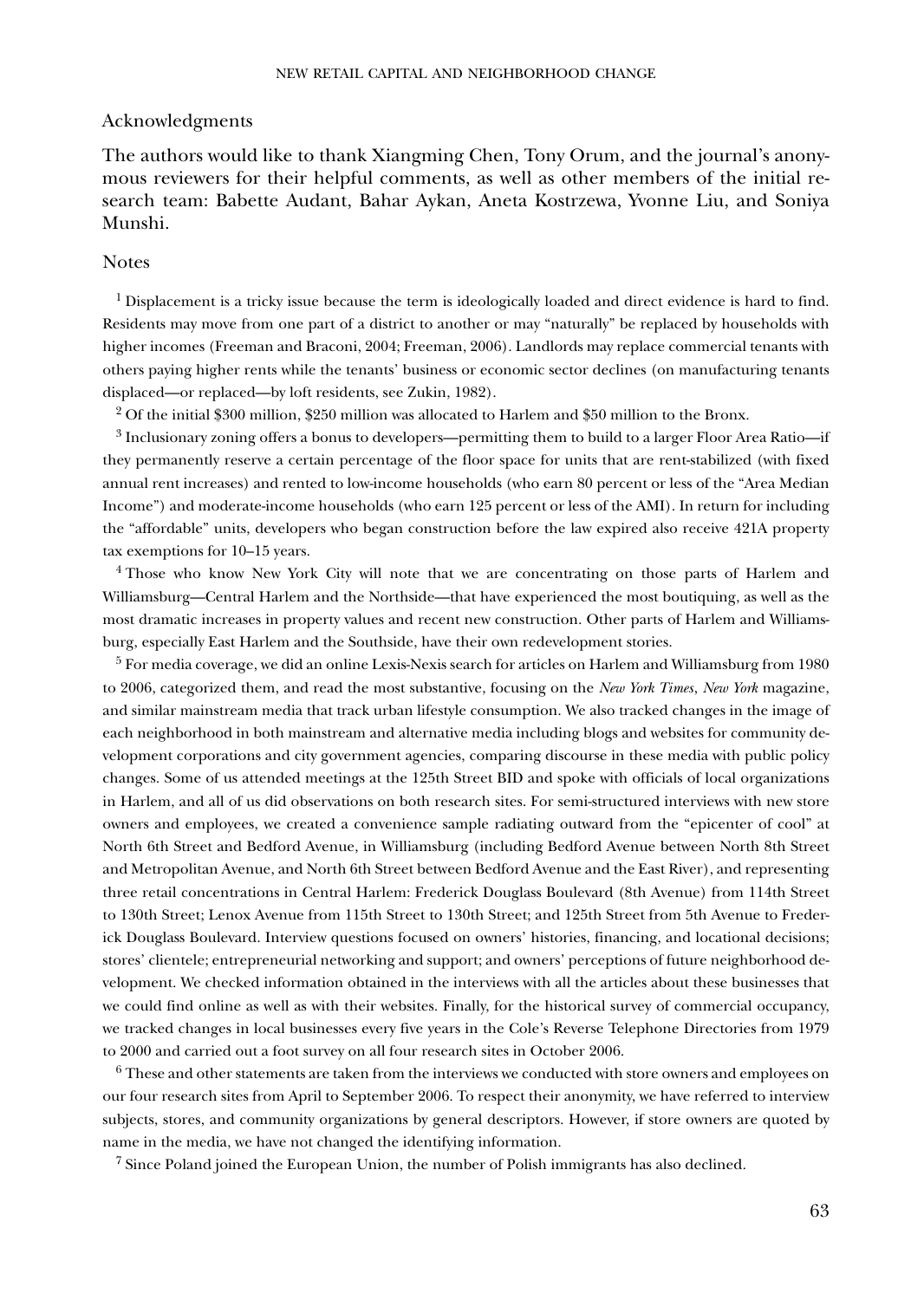## Acknowledgments

The authors would like to thank Xiangming Chen, Tony Orum, and the journal's anonymous reviewers for their helpful comments, as well as other members of the initial research team: Babette Audant, Bahar Aykan, Aneta Kostrzewa, Yvonne Liu, and Soniya Munshi.

## Notes

[1] Displacement is a tricky issue because the term is ideologically loaded and direct evidence is hard to find. Residents may move from one part of a district to another or may "naturally" be replaced by households with higher incomes (Freeman and Braconi, 2004; Freeman, 2006). Landlords may replace commercial tenants with others paying higher rents while the tenants' business or economic sector declines (on manufacturing tenants displaced—or replaced—by loft residents, see Zukin, 1982).

[2] Of the initial $300 million, $250 million was allocated to Harlem and $50 million to the Bronx.

[3] Inclusionary zoning offers a bonus to developers—permitting them to build to a larger Floor Area Ratio—if they permanently reserve a certain percentage of the floor space for units that are rent-stabilized (with fixed annual rent increases) and rented to low-income households (who earn 80 percent or less of the "Area Median Income") and moderate-income households (who earn 125 percent or less of the AMI). In return for including the "affordable" units, developers who began construction before the law expired also receive 421A property tax exemptions for 10–15 years.

[4] Those who know New York City will note that we are concentrating on those parts of Harlem and Williamsburg—Central Harlem and the Northside—that have experienced the most boutiquing, as well as the most dramatic increases in property values and recent new construction. Other parts of Harlem and Williamsburg, especially East Harlem and the Southside, have their own redevelopment stories.

[5] For media coverage, we did an online Lexis-Nexis search for articles on Harlem and Williamsburg from 1980 to 2006, categorized them, and read the most substantive, focusing on the *New York Times*, *New York* magazine, and similar mainstream media that track urban lifestyle consumption. We also tracked changes in the image of each neighborhood in both mainstream and alternative media including blogs and websites for community development corporations and city government agencies, comparing discourse in these media with public policy changes. Some of us attended meetings at the 125th Street BID and spoke with officials of local organizations in Harlem, and all of us did observations on both research sites. For semi-structured interviews with new store owners and employees, we created a convenience sample radiating outward from the "epicenter of cool" at North 6th Street and Bedford Avenue, in Williamsburg (including Bedford Avenue between North 8th Street and Metropolitan Avenue, and North 6th Street between Bedford Avenue and the East River), and representing three retail concentrations in Central Harlem: Frederick Douglass Boulevard (8th Avenue) from 114th Street to 130th Street; Lenox Avenue from 115th Street to 130th Street; and 125th Street from 5th Avenue to Frederick Douglass Boulevard. Interview questions focused on owners' histories, financing, and locational decisions; stores' clientele; entrepreneurial networking and support; and owners' perceptions of future neighborhood development. We checked information obtained in the interviews with all the articles about these businesses that we could find online as well as with their websites. Finally, for the historical survey of commercial occupancy, we tracked changes in local businesses every five years in the Cole's Reverse Telephone Directories from 1979 to 2000 and carried out a foot survey on all four research sites in October 2006.

[6] These and other statements are taken from the interviews we conducted with store owners and employees on our four research sites from April to September 2006. To respect their anonymity, we have referred to interview subjects, stores, and community organizations by general descriptors. However, if store owners are quoted by name in the media, we have not changed the identifying information.

[7] Since Poland joined the European Union, the number of Polish immigrants has also declined.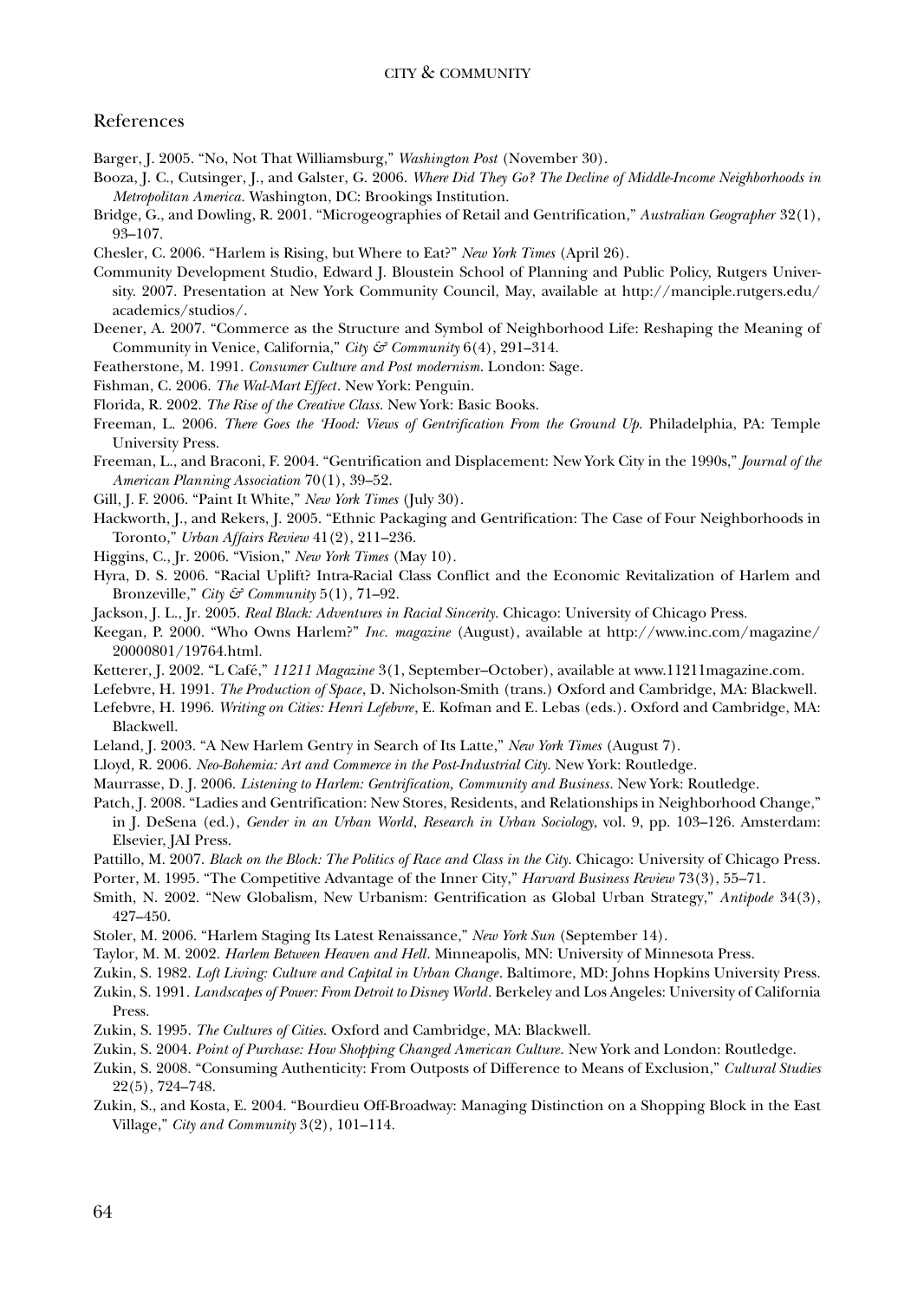## References

Barger, J. 2005. "No, Not That Williamsburg," *Washington Post* (November 30).

Booza, J. C., Cutsinger, J., and Galster, G. 2006. *Where Did They Go? The Decline of Middle-Income Neighborhoods in Metropolitan America*. Washington, DC: Brookings Institution.

Bridge, G., and Dowling, R. 2001. "Microgeographies of Retail and Gentrification," *Australian Geographer* 32(1), 93–107.

Chesler, C. 2006. "Harlem is Rising, but Where to Eat?" *New York Times* (April 26).

Community Development Studio, Edward J. Bloustein School of Planning and Public Policy, Rutgers University. 2007. Presentation at New York Community Council, May, available at http://manciple.rutgers.edu/academics/studios/.

Deener, A. 2007. "Commerce as the Structure and Symbol of Neighborhood Life: Reshaping the Meaning of Community in Venice, California," *City & Community* 6(4), 291–314.

Featherstone, M. 1991. *Consumer Culture and Post modernism*. London: Sage.

Fishman, C. 2006. *The Wal-Mart Effect*. New York: Penguin.

Florida, R. 2002. *The Rise of the Creative Class*. New York: Basic Books.

Freeman, L. 2006. *There Goes the 'Hood: Views of Gentrification From the Ground Up*. Philadelphia, PA: Temple University Press.

Freeman, L., and Braconi, F. 2004. "Gentrification and Displacement: New York City in the 1990s," *Journal of the American Planning Association* 70(1), 39–52.

Gill, J. F. 2006. "Paint It White," *New York Times* (July 30).

Hackworth, J., and Rekers, J. 2005. "Ethnic Packaging and Gentrification: The Case of Four Neighborhoods in Toronto," *Urban Affairs Review* 41(2), 211–236.

Higgins, C., Jr. 2006. "Vision," *New York Times* (May 10).

Hyra, D. S. 2006. "Racial Uplift? Intra-Racial Class Conflict and the Economic Revitalization of Harlem and Bronzeville," *City & Community* 5(1), 71–92.

Jackson, J. L., Jr. 2005. *Real Black: Adventures in Racial Sincerity*. Chicago: University of Chicago Press.

Keegan, P. 2000. "Who Owns Harlem?" *Inc. magazine* (August), available at http://www.inc.com/magazine/20000801/19764.html.

Ketterer, J. 2002. "L Café," *11211 Magazine* 3(1, September–October), available at www.11211magazine.com.

Lefebvre, H. 1991. *The Production of Space*, D. Nicholson-Smith (trans.) Oxford and Cambridge, MA: Blackwell.

Lefebvre, H. 1996. *Writing on Cities: Henri Lefebvre*, E. Kofman and E. Lebas (eds.). Oxford and Cambridge, MA: Blackwell.

Leland, J. 2003. "A New Harlem Gentry in Search of Its Latte," *New York Times* (August 7).

Lloyd, R. 2006. *Neo-Bohemia: Art and Commerce in the Post-Industrial City*. New York: Routledge.

Maurrasse, D. J. 2006. *Listening to Harlem: Gentrification, Community and Business*. New York: Routledge.

Patch, J. 2008. "Ladies and Gentrification: New Stores, Residents, and Relationships in Neighborhood Change," in J. DeSena (ed.), *Gender in an Urban World*, *Research in Urban Sociology*, vol. 9, pp. 103–126. Amsterdam: Elsevier, JAI Press.

Pattillo, M. 2007. *Black on the Block: The Politics of Race and Class in the City*. Chicago: University of Chicago Press.

Porter, M. 1995. "The Competitive Advantage of the Inner City," *Harvard Business Review* 73(3), 55–71.

Smith, N. 2002. "New Globalism, New Urbanism: Gentrification as Global Urban Strategy," *Antipode* 34(3), 427–450.

Stoler, M. 2006. "Harlem Staging Its Latest Renaissance," *New York Sun* (September 14).

Taylor, M. M. 2002. *Harlem Between Heaven and Hell*. Minneapolis, MN: University of Minnesota Press.

Zukin, S. 1982. *Loft Living: Culture and Capital in Urban Change*. Baltimore, MD: Johns Hopkins University Press.

Zukin, S. 1991. *Landscapes of Power: From Detroit to Disney World*. Berkeley and Los Angeles: University of California Press.

Zukin, S. 1995. *The Cultures of Cities*. Oxford and Cambridge, MA: Blackwell.

Zukin, S. 2004. *Point of Purchase: How Shopping Changed American Culture*. New York and London: Routledge.

Zukin, S. 2008. "Consuming Authenticity: From Outposts of Difference to Means of Exclusion," *Cultural Studies* 22(5), 724–748.

Zukin, S., and Kosta, E. 2004. "Bourdieu Off-Broadway: Managing Distinction on a Shopping Block in the East Village," *City and Community* 3(2), 101–114.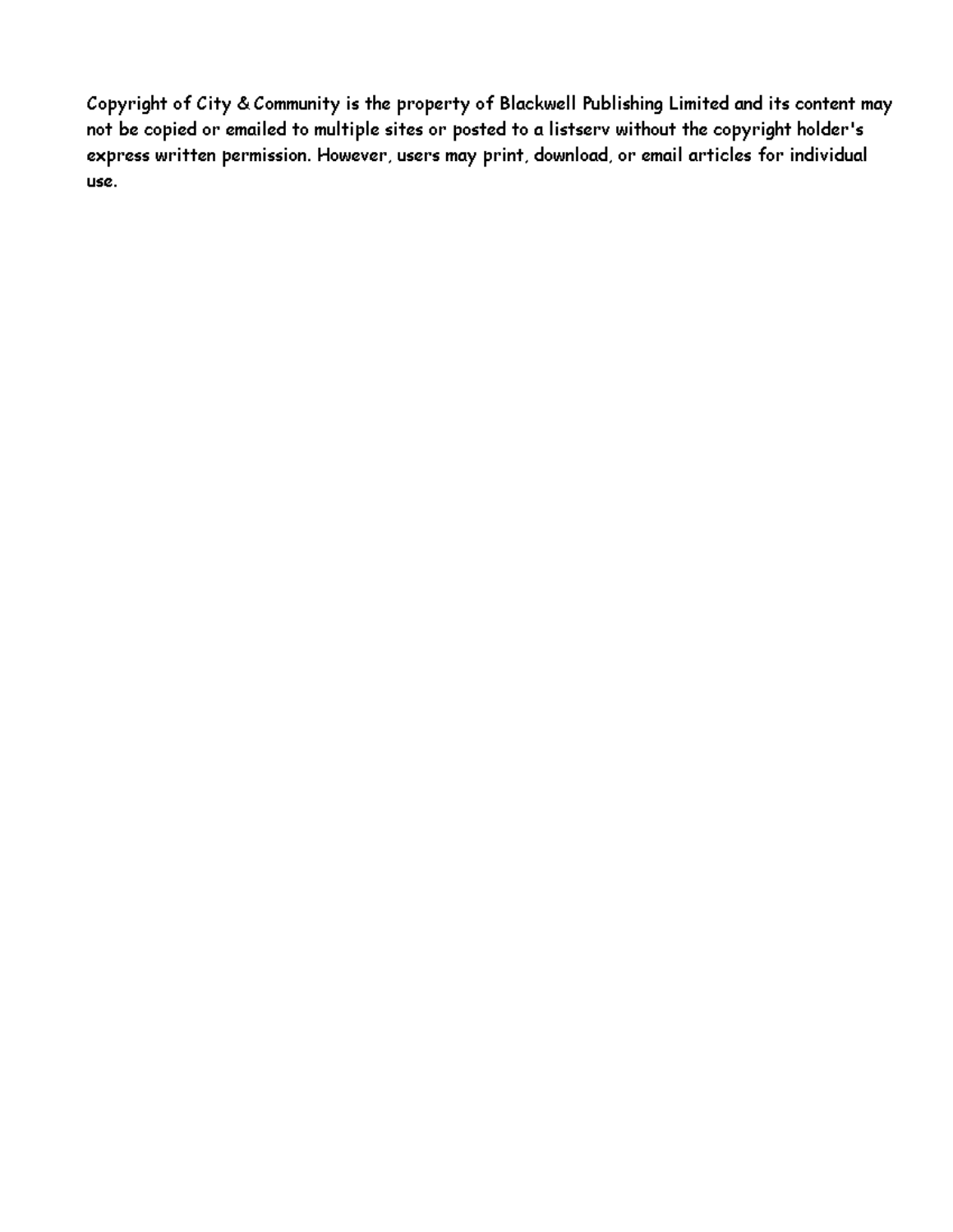Copyright of City & Community is the property of Blackwell Publishing Limited and its content may not be copied or emailed to multiple sites or posted to a listserv without the copyright holder's express written permission. However, users may print, download, or email articles for individual use.